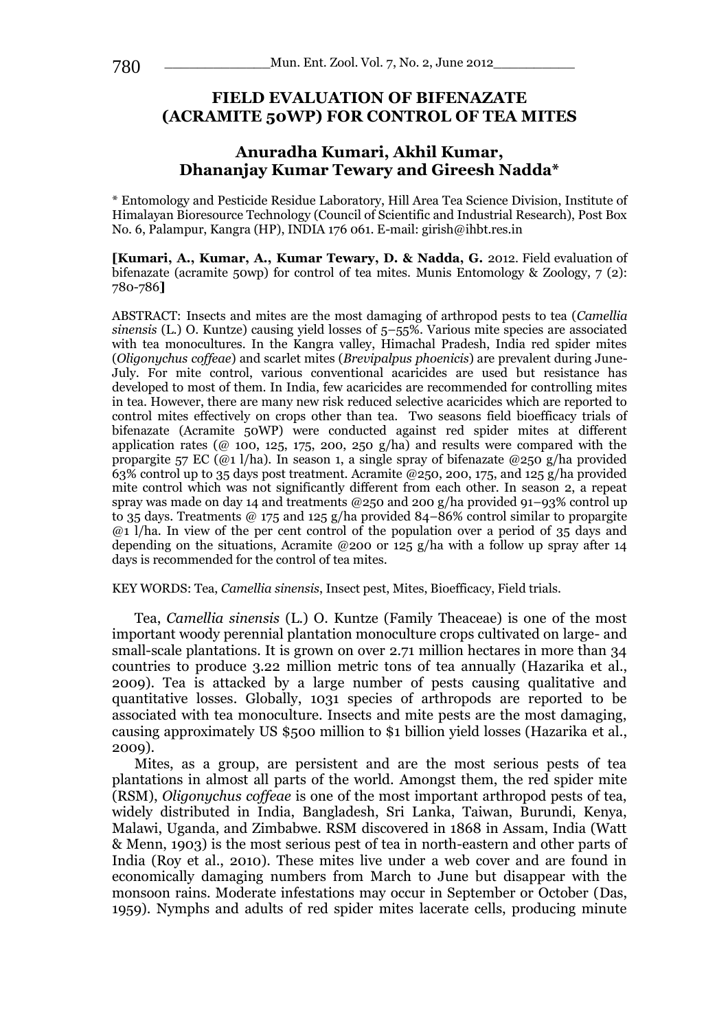# FIELD EVALUATION OF BIFENAZATE (ACRAMITE 50WP) FOR CONTROL OF TEA MITES

## Anuradha Kumari, Akhil Kumar, Dhananjay Kumar Tewary and Gireesh Nadda*

\* Entomology and Pesticide Residue Laboratory, Hill Area Tea Science Division, Institute of Himalayan Bioresource Technology (Council of Scientific and Industrial Research), Post Box No. 6, Palampur, Kangra (HP), INDIA 176 061. E-mail: girish@ihbt.res.in

**[Kumari, A., Kumar, A., Kumar Tewary, D. & Nadda, G.** 2012. Field evaluation of bifenazate (acramite 50wp) for control of tea mites. Munis Entomology & Zoology, 7 (2): 780-786**]**

ABSTRACT: Insects and mites are the most damaging of arthropod pests to tea (*Camellia sinensis* (L.) O. Kuntze) causing yield losses of 5–55%. Various mite species are associated with tea monocultures. In the Kangra valley, Himachal Pradesh, India red spider mites (*Oligonychus coffeae*) and scarlet mites (*Brevipalpus phoenicis*) are prevalent during June-July. For mite control, various conventional acaricides are used but resistance has developed to most of them. In India, few acaricides are recommended for controlling mites in tea. However, there are many new risk reduced selective acaricides which are reported to control mites effectively on crops other than tea. Two seasons field bioefficacy trials of bifenazate (Acramite 50WP) were conducted against red spider mites at different application rates (@ 100, 125, 175, 200, 250 g/ha) and results were compared with the propargite 57 EC (@1 l/ha). In season 1, a single spray of bifenazate @250 g/ha provided 63% control up to 35 days post treatment. Acramite @250, 200, 175, and 125 g/ha provided mite control which was not significantly different from each other. In season 2, a repeat spray was made on day 14 and treatments @250 and 200 g/ha provided 91–93% control up to 35 days. Treatments @ 175 and 125 g/ha provided 84–86% control similar to propargite @1 l/ha. In view of the per cent control of the population over a period of 35 days and depending on the situations, Acramite @200 or 125 g/ha with a follow up spray after 14 days is recommended for the control of tea mites.

KEY WORDS: Tea, *Camellia sinensis*, Insect pest, Mites, Bioefficacy, Field trials.

Tea, *Camellia sinensis* (L.) O. Kuntze (Family Theaceae) is one of the most important woody perennial plantation monoculture crops cultivated on large- and small-scale plantations. It is grown on over 2.71 million hectares in more than 34 countries to produce 3.22 million metric tons of tea annually (Hazarika et al., 2009). Tea is attacked by a large number of pests causing qualitative and quantitative losses. Globally, 1031 species of arthropods are reported to be associated with tea monoculture. Insects and mite pests are the most damaging, causing approximately US $500 million to $1 billion yield losses (Hazarika et al., 2009).

Mites, as a group, are persistent and are the most serious pests of tea plantations in almost all parts of the world. Amongst them, the red spider mite (RSM), *Oligonychus coffeae* is one of the most important arthropod pests of tea, widely distributed in India, Bangladesh, Sri Lanka, Taiwan, Burundi, Kenya, Malawi, Uganda, and Zimbabwe. RSM discovered in 1868 in Assam, India (Watt & Menn, 1903) is the most serious pest of tea in north-eastern and other parts of India (Roy et al., 2010). These mites live under a web cover and are found in economically damaging numbers from March to June but disappear with the monsoon rains. Moderate infestations may occur in September or October (Das, 1959). Nymphs and adults of red spider mites lacerate cells, producing minute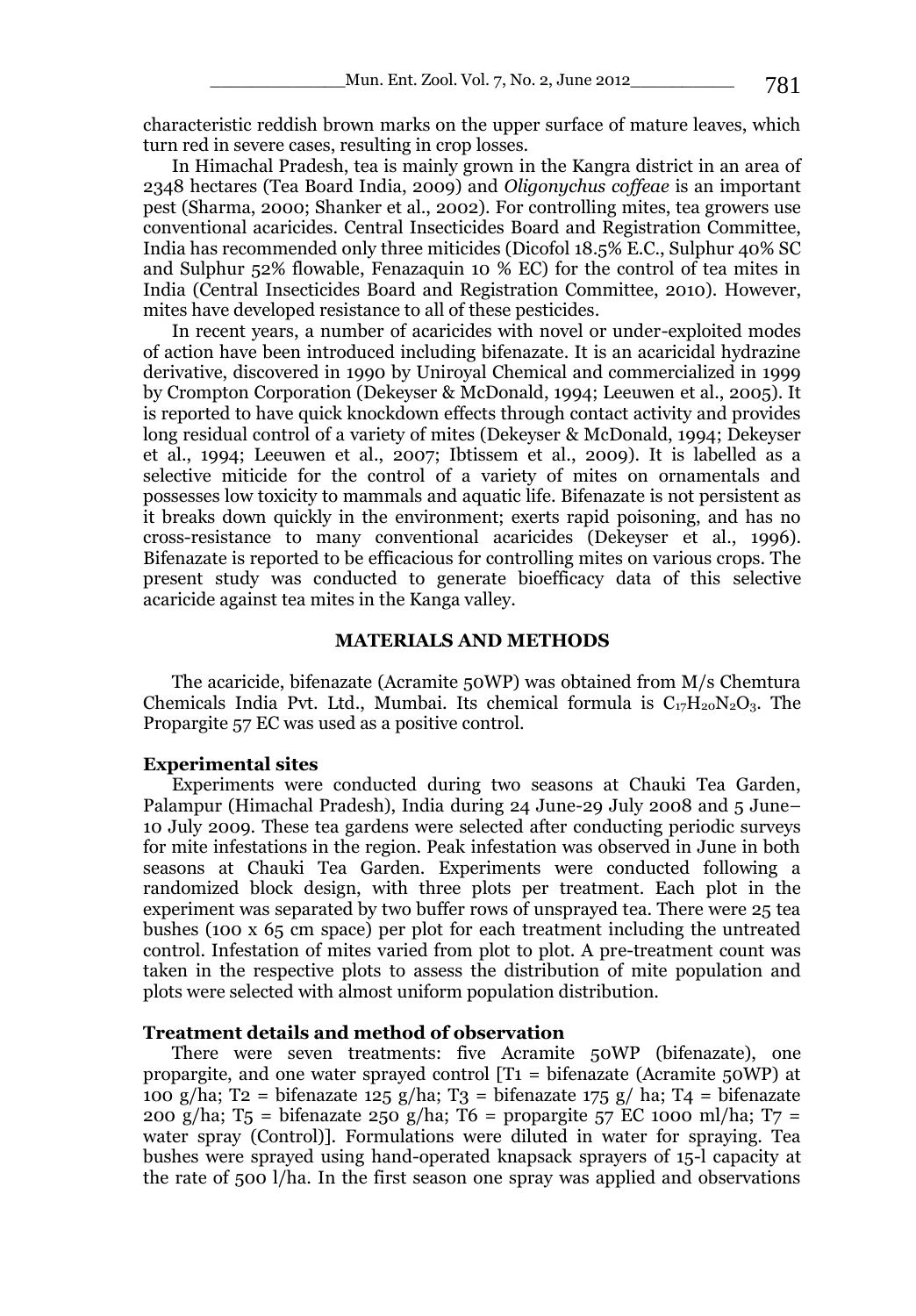characteristic reddish brown marks on the upper surface of mature leaves, which turn red in severe cases, resulting in crop losses.

In Himachal Pradesh, tea is mainly grown in the Kangra district in an area of 2348 hectares (Tea Board India, 2009) and *Oligonychus coffeae* is an important pest (Sharma, 2000; Shanker et al., 2002). For controlling mites, tea growers use conventional acaricides. Central Insecticides Board and Registration Committee, India has recommended only three miticides (Dicofol 18.5% E.C., Sulphur 40% SC and Sulphur 52% flowable, Fenazaquin 10 % EC) for the control of tea mites in India (Central Insecticides Board and Registration Committee, 2010). However, mites have developed resistance to all of these pesticides.

In recent years, a number of acaricides with novel or under-exploited modes of action have been introduced including bifenazate. It is an acaricidal hydrazine derivative, discovered in 1990 by Uniroyal Chemical and commercialized in 1999 by Crompton Corporation (Dekeyser & McDonald, 1994; Leeuwen et al., 2005). It is reported to have quick knockdown effects through contact activity and provides long residual control of a variety of mites (Dekeyser & McDonald, 1994; Dekeyser et al., 1994; Leeuwen et al., 2007; Ibtissem et al., 2009). It is labelled as a selective miticide for the control of a variety of mites on ornamentals and possesses low toxicity to mammals and aquatic life. Bifenazate is not persistent as it breaks down quickly in the environment; exerts rapid poisoning, and has no cross-resistance to many conventional acaricides (Dekeyser et al., 1996). Bifenazate is reported to be efficacious for controlling mites on various crops. The present study was conducted to generate bioefficacy data of this selective acaricide against tea mites in the Kanga valley.

## MATERIALS AND METHODS

The acaricide, bifenazate (Acramite 50WP) was obtained from M/s Chemtura Chemicals India Pvt. Ltd., Mumbai. Its chemical formula is $C_{17}H_{20}N_2O_3$. The Propargite 57 EC was used as a positive control.

### Experimental sites

Experiments were conducted during two seasons at Chauki Tea Garden, Palampur (Himachal Pradesh), India during 24 June-29 July 2008 and 5 June–10 July 2009. These tea gardens were selected after conducting periodic surveys for mite infestations in the region. Peak infestation was observed in June in both seasons at Chauki Tea Garden. Experiments were conducted following a randomized block design, with three plots per treatment. Each plot in the experiment was separated by two buffer rows of unsprayed tea. There were 25 tea bushes (100 x 65 cm space) per plot for each treatment including the untreated control. Infestation of mites varied from plot to plot. A pre-treatment count was taken in the respective plots to assess the distribution of mite population and plots were selected with almost uniform population distribution.

### Treatment details and method of observation

There were seven treatments: five Acramite 50WP (bifenazate), one propargite, and one water sprayed control [T1 = bifenazate (Acramite 50WP) at 100 g/ha; T2 = bifenazate 125 g/ha; T3 = bifenazate 175 g/ ha; T4 = bifenazate 200 g/ha; T5 = bifenazate 250 g/ha; T6 = propargite 57 EC 1000 ml/ha; T7 = water spray (Control)]. Formulations were diluted in water for spraying. Tea bushes were sprayed using hand-operated knapsack sprayers of 15-l capacity at the rate of 500 l/ha. In the first season one spray was applied and observations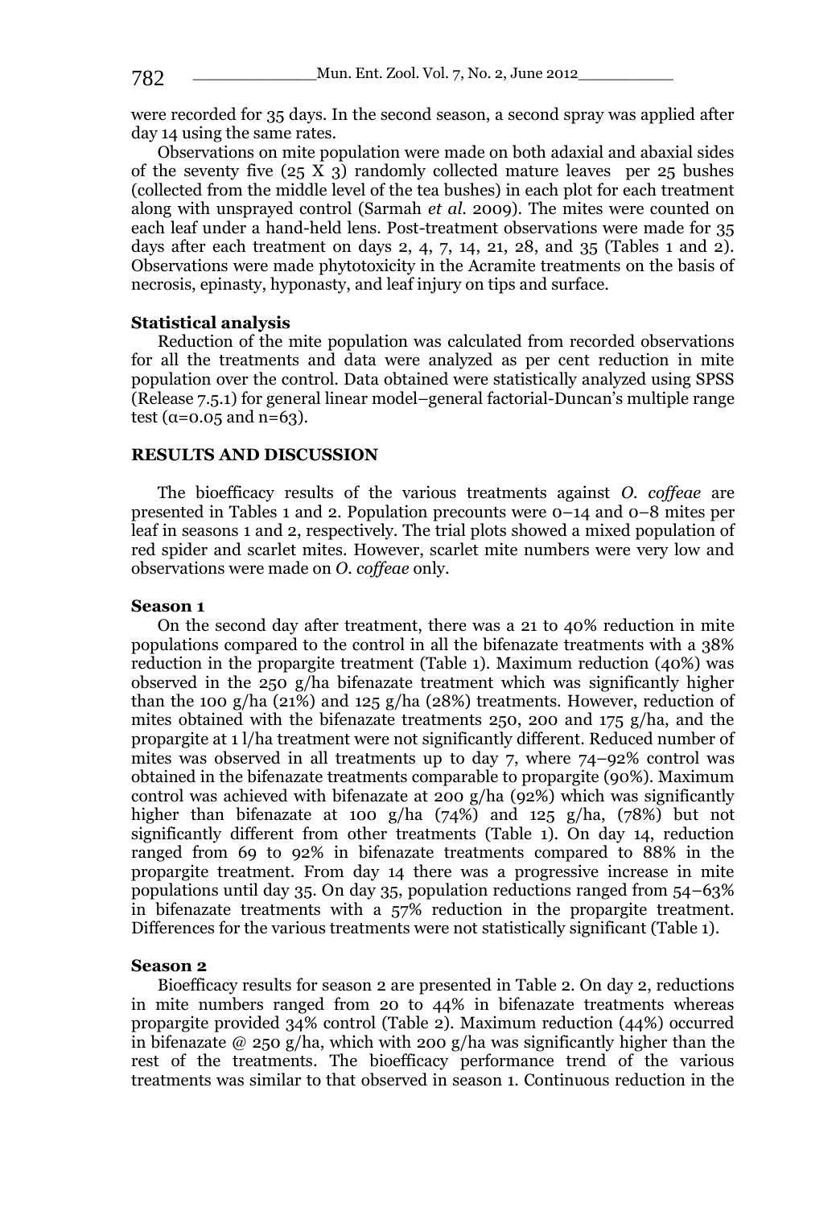were recorded for 35 days. In the second season, a second spray was applied after day 14 using the same rates.

Observations on mite population were made on both adaxial and abaxial sides of the seventy five (25 X 3) randomly collected mature leaves per 25 bushes (collected from the middle level of the tea bushes) in each plot for each treatment along with unsprayed control (Sarmah *et al.* 2009). The mites were counted on each leaf under a hand-held lens. Post-treatment observations were made for 35 days after each treatment on days 2, 4, 7, 14, 21, 28, and 35 (Tables 1 and 2). Observations were made phytotoxicity in the Acramite treatments on the basis of necrosis, epinasty, hyponasty, and leaf injury on tips and surface.

### Statistical analysis

Reduction of the mite population was calculated from recorded observations for all the treatments and data were analyzed as per cent reduction in mite population over the control. Data obtained were statistically analyzed using SPSS (Release 7.5.1) for general linear model–general factorial-Duncan's multiple range test ($\alpha$=0.05 and n=63).

## RESULTS AND DISCUSSION

The bioefficacy results of the various treatments against *O. coffeae* are presented in Tables 1 and 2. Population precounts were 0–14 and 0–8 mites per leaf in seasons 1 and 2, respectively. The trial plots showed a mixed population of red spider and scarlet mites. However, scarlet mite numbers were very low and observations were made on *O. coffeae* only.

### Season 1

On the second day after treatment, there was a 21 to 40% reduction in mite populations compared to the control in all the bifenazate treatments with a 38% reduction in the propargite treatment (Table 1). Maximum reduction (40%) was observed in the 250 g/ha bifenazate treatment which was significantly higher than the 100 g/ha (21%) and 125 g/ha (28%) treatments. However, reduction of mites obtained with the bifenazate treatments 250, 200 and 175 g/ha, and the propargite at 1 l/ha treatment were not significantly different. Reduced number of mites was observed in all treatments up to day 7, where 74–92% control was obtained in the bifenazate treatments comparable to propargite (90%). Maximum control was achieved with bifenazate at 200 g/ha (92%) which was significantly higher than bifenazate at 100 g/ha (74%) and 125 g/ha, (78%) but not significantly different from other treatments (Table 1). On day 14, reduction ranged from 69 to 92% in bifenazate treatments compared to 88% in the propargite treatment. From day 14 there was a progressive increase in mite populations until day 35. On day 35, population reductions ranged from 54–63% in bifenazate treatments with a 57% reduction in the propargite treatment. Differences for the various treatments were not statistically significant (Table 1).

### Season 2

Bioefficacy results for season 2 are presented in Table 2. On day 2, reductions in mite numbers ranged from 20 to 44% in bifenazate treatments whereas propargite provided 34% control (Table 2). Maximum reduction (44%) occurred in bifenazate @ 250 g/ha, which with 200 g/ha was significantly higher than the rest of the treatments. The bioefficacy performance trend of the various treatments was similar to that observed in season 1. Continuous reduction in the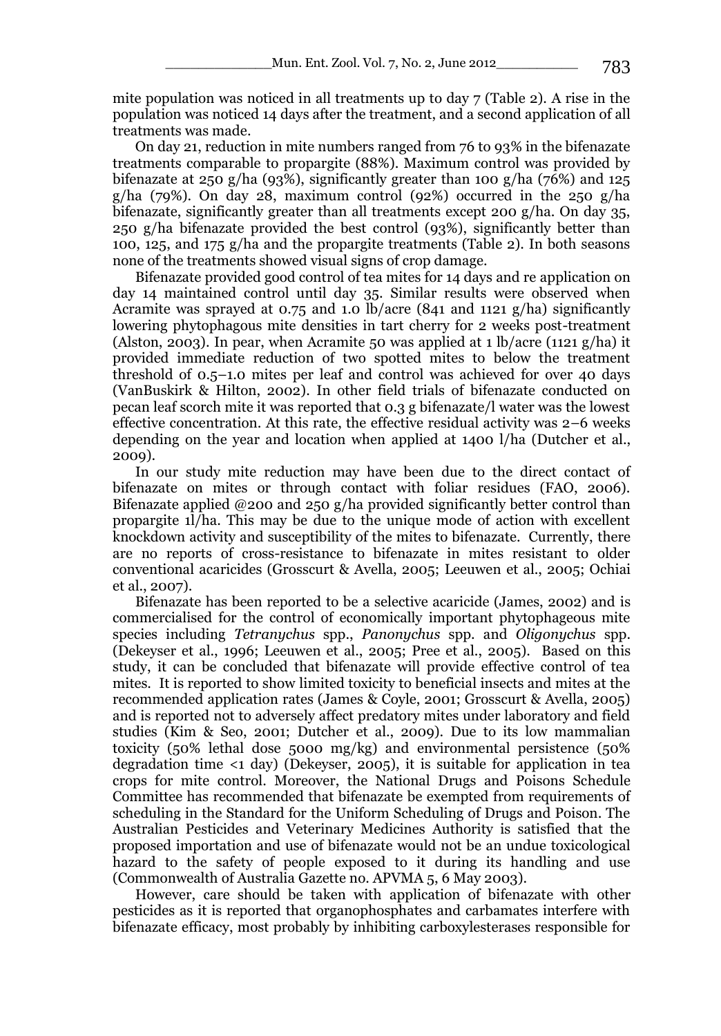mite population was noticed in all treatments up to day 7 (Table 2). A rise in the population was noticed 14 days after the treatment, and a second application of all treatments was made.

On day 21, reduction in mite numbers ranged from 76 to 93% in the bifenazate treatments comparable to propargite (88%). Maximum control was provided by bifenazate at 250 g/ha (93%), significantly greater than 100 g/ha (76%) and 125 g/ha (79%). On day 28, maximum control (92%) occurred in the 250 g/ha bifenazate, significantly greater than all treatments except 200 g/ha. On day 35, 250 g/ha bifenazate provided the best control (93%), significantly better than 100, 125, and 175 g/ha and the propargite treatments (Table 2). In both seasons none of the treatments showed visual signs of crop damage.

Bifenazate provided good control of tea mites for 14 days and re application on day 14 maintained control until day 35. Similar results were observed when Acramite was sprayed at 0.75 and 1.0 lb/acre (841 and 1121 g/ha) significantly lowering phytophagous mite densities in tart cherry for 2 weeks post-treatment (Alston, 2003). In pear, when Acramite 50 was applied at 1 lb/acre (1121 g/ha) it provided immediate reduction of two spotted mites to below the treatment threshold of 0.5–1.0 mites per leaf and control was achieved for over 40 days (VanBuskirk & Hilton, 2002). In other field trials of bifenazate conducted on pecan leaf scorch mite it was reported that 0.3 g bifenazate/l water was the lowest effective concentration. At this rate, the effective residual activity was 2–6 weeks depending on the year and location when applied at 1400 l/ha (Dutcher et al., 2009).

In our study mite reduction may have been due to the direct contact of bifenazate on mites or through contact with foliar residues (FAO, 2006). Bifenazate applied @200 and 250 g/ha provided significantly better control than propargite 1l/ha. This may be due to the unique mode of action with excellent knockdown activity and susceptibility of the mites to bifenazate. Currently, there are no reports of cross-resistance to bifenazate in mites resistant to older conventional acaricides (Grosscurt & Avella, 2005; Leeuwen et al., 2005; Ochiai et al., 2007).

Bifenazate has been reported to be a selective acaricide (James, 2002) and is commercialised for the control of economically important phytophageous mite species including *Tetranychus* spp., *Panonychus* spp. and *Oligonychus* spp. (Dekeyser et al., 1996; Leeuwen et al., 2005; Pree et al., 2005). Based on this study, it can be concluded that bifenazate will provide effective control of tea mites. It is reported to show limited toxicity to beneficial insects and mites at the recommended application rates (James & Coyle, 2001; Grosscurt & Avella, 2005) and is reported not to adversely affect predatory mites under laboratory and field studies (Kim & Seo, 2001; Dutcher et al., 2009). Due to its low mammalian toxicity (50% lethal dose 5000 mg/kg) and environmental persistence (50% degradation time <1 day) (Dekeyser, 2005), it is suitable for application in tea crops for mite control. Moreover, the National Drugs and Poisons Schedule Committee has recommended that bifenazate be exempted from requirements of scheduling in the Standard for the Uniform Scheduling of Drugs and Poison. The Australian Pesticides and Veterinary Medicines Authority is satisfied that the proposed importation and use of bifenazate would not be an undue toxicological hazard to the safety of people exposed to it during its handling and use (Commonwealth of Australia Gazette no. APVMA 5, 6 May 2003).

However, care should be taken with application of bifenazate with other pesticides as it is reported that organophosphates and carbamates interfere with bifenazate efficacy, most probably by inhibiting carboxylesterases responsible for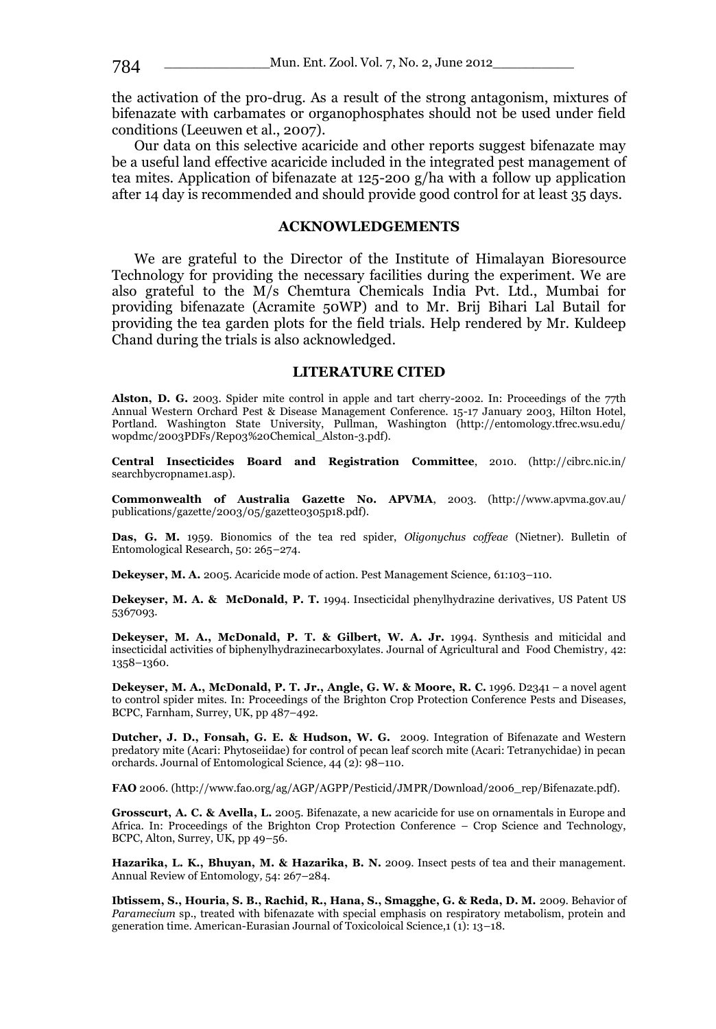the activation of the pro-drug. As a result of the strong antagonism, mixtures of bifenazate with carbamates or organophosphates should not be used under field conditions (Leeuwen et al., 2007).

Our data on this selective acaricide and other reports suggest bifenazate may be a useful land effective acaricide included in the integrated pest management of tea mites. Application of bifenazate at 125-200 g/ha with a follow up application after 14 day is recommended and should provide good control for at least 35 days.

## ACKNOWLEDGEMENTS

We are grateful to the Director of the Institute of Himalayan Bioresource Technology for providing the necessary facilities during the experiment. We are also grateful to the M/s Chemtura Chemicals India Pvt. Ltd., Mumbai for providing bifenazate (Acramite 50WP) and to Mr. Brij Bihari Lal Butail for providing the tea garden plots for the field trials. Help rendered by Mr. Kuldeep Chand during the trials is also acknowledged.

## LITERATURE CITED

**Alston, D. G.** 2003. Spider mite control in apple and tart cherry-2002. In: Proceedings of the 77th Annual Western Orchard Pest & Disease Management Conference. 15-17 January 2003, Hilton Hotel, Portland. Washington State University, Pullman, Washington (http://entomology.tfrec.wsu.edu/wopdmc/2003PDFs/Rep03%20Chemical_Alston-3.pdf).

**Central Insecticides Board and Registration Committee**, 2010. (http://cibrc.nic.in/searchbycropname1.asp).

**Commonwealth of Australia Gazette No. APVMA**, 2003. (http://www.apvma.gov.au/publications/gazette/2003/05/gazette0305p18.pdf).

**Das, G. M.** 1959. Bionomics of the tea red spider, *Oligonychus coffeae* (Nietner). Bulletin of Entomological Research, 50: 265–274.

**Dekeyser, M. A.** 2005. Acaricide mode of action. Pest Management Science, 61:103–110.

**Dekeyser, M. A. & McDonald, P. T.** 1994. Insecticidal phenylhydrazine derivatives, US Patent US 5367093.

**Dekeyser, M. A., McDonald, P. T. & Gilbert, W. A. Jr.** 1994. Synthesis and miticidal and insecticidal activities of biphenylhydrazinecarboxylates. Journal of Agricultural and Food Chemistry, 42: 1358–1360.

**Dekeyser, M. A., McDonald, P. T. Jr., Angle, G. W. & Moore, R. C.** 1996. D2341 – a novel agent to control spider mites. In: Proceedings of the Brighton Crop Protection Conference Pests and Diseases, BCPC, Farnham, Surrey, UK, pp 487–492.

**Dutcher, J. D., Fonsah, G. E. & Hudson, W. G.** 2009. Integration of Bifenazate and Western predatory mite (Acari: Phytoseiidae) for control of pecan leaf scorch mite (Acari: Tetranychidae) in pecan orchards. Journal of Entomological Science, 44 (2): 98–110.

**FAO** 2006. (http://www.fao.org/ag/AGP/AGPP/Pesticid/JMPR/Download/2006_rep/Bifenazate.pdf).

**Grosscurt, A. C. & Avella, L.** 2005. Bifenazate, a new acaricide for use on ornamentals in Europe and Africa. In: Proceedings of the Brighton Crop Protection Conference – Crop Science and Technology, BCPC, Alton, Surrey, UK, pp 49–56.

**Hazarika, L. K., Bhuyan, M. & Hazarika, B. N.** 2009. Insect pests of tea and their management. Annual Review of Entomology, 54: 267–284.

**Ibtissem, S., Houria, S. B., Rachid, R., Hana, S., Smagghe, G. & Reda, D. M.** 2009. Behavior of *Paramecium* sp., treated with bifenazate with special emphasis on respiratory metabolism, protein and generation time. American-Eurasian Journal of Toxicoloical Science,1 (1): 13–18.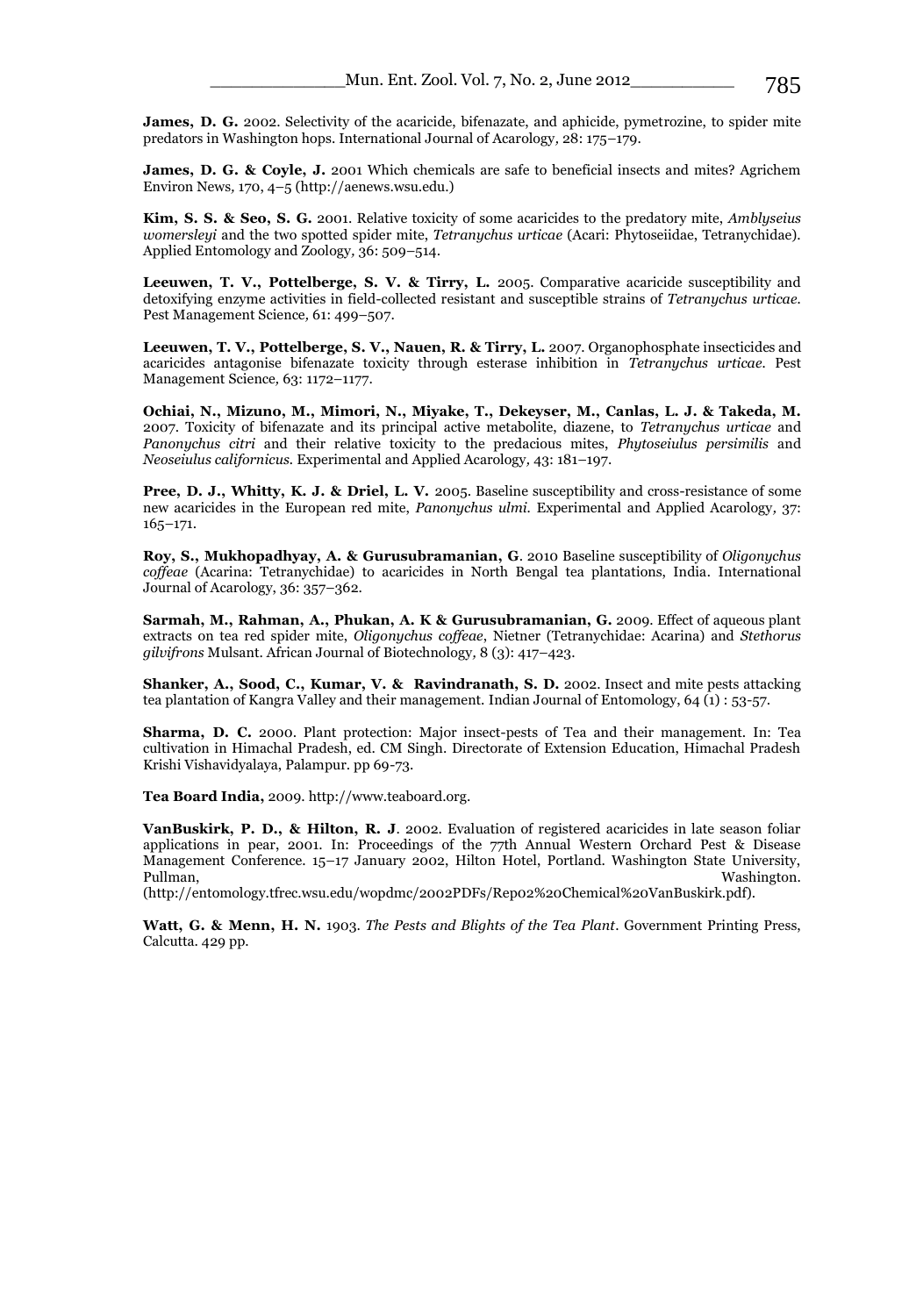**James, D. G.** 2002. Selectivity of the acaricide, bifenazate, and aphicide, pymetrozine, to spider mite predators in Washington hops. International Journal of Acarology*,* 28: 175–179.

**James, D. G. & Coyle, J.** 2001 Which chemicals are safe to beneficial insects and mites? Agrichem Environ News*,* 170, 4–5 (http://aenews.wsu.edu.)

**Kim, S. S. & Seo, S. G.** 2001. Relative toxicity of some acaricides to the predatory mite, *Amblyseius womersleyi* and the two spotted spider mite, *Tetranychus urticae* (Acari: Phytoseiidae, Tetranychidae). Applied Entomology and Zoology*,* 36: 509–514.

**Leeuwen, T. V., Pottelberge, S. V. & Tirry, L.** 2005. Comparative acaricide susceptibility and detoxifying enzyme activities in field-collected resistant and susceptible strains of *Tetranychus urticae.* Pest Management Science*,* 61: 499–507.

**Leeuwen, T. V., Pottelberge, S. V., Nauen, R. & Tirry, L.** 2007. Organophosphate insecticides and acaricides antagonise bifenazate toxicity through esterase inhibition in *Tetranychus urticae.* Pest Management Science*,* 63: 1172–1177.

**Ochiai, N., Mizuno, M., Mimori, N., Miyake, T., Dekeyser, M., Canlas, L. J. & Takeda, M.** 2007. Toxicity of bifenazate and its principal active metabolite, diazene, to *Tetranychus urticae* and *Panonychus citri* and their relative toxicity to the predacious mites, *Phytoseiulus persimilis* and *Neoseiulus californicus.* Experimental and Applied Acarology*,* 43: 181–197.

**Pree, D. J., Whitty, K. J. & Driel, L. V.** 2005. Baseline susceptibility and cross-resistance of some new acaricides in the European red mite, *Panonychus ulmi.* Experimental and Applied Acarology*,* 37: 165–171.

**Roy, S., Mukhopadhyay, A. & Gurusubramanian, G**. 2010 Baseline susceptibility of *Oligonychus coffeae* (Acarina: Tetranychidae) to acaricides in North Bengal tea plantations, India. International Journal of Acarology, 36: 357–362.

**Sarmah, M., Rahman, A., Phukan, A. K & Gurusubramanian, G.** 2009. Effect of aqueous plant extracts on tea red spider mite, *Oligonychus coffeae*, Nietner (Tetranychidae: Acarina) and *Stethorus gilvifrons* Mulsant. African Journal of Biotechnology*,* 8 (3): 417–423.

**Shanker, A., Sood, C., Kumar, V. & Ravindranath, S. D.** 2002. Insect and mite pests attacking tea plantation of Kangra Valley and their management. Indian Journal of Entomology, 64 (1) : 53-57.

**Sharma, D. C.** 2000. Plant protection: Major insect-pests of Tea and their management. In: Tea cultivation in Himachal Pradesh, ed. CM Singh. Directorate of Extension Education, Himachal Pradesh Krishi Vishavidyalaya, Palampur. pp 69-73.

**Tea Board India,** 2009. http://www.teaboard.org.

**VanBuskirk, P. D., & Hilton, R. J**. 2002. Evaluation of registered acaricides in late season foliar applications in pear, 2001. In: Proceedings of the 77th Annual Western Orchard Pest & Disease Management Conference. 15–17 January 2002, Hilton Hotel, Portland. Washington State University, Pullman, Washington. (http://entomology.tfrec.wsu.edu/wopdmc/2002PDFs/Rep02%20Chemical%20VanBuskirk.pdf).

**Watt, G. & Menn, H. N.** 1903. *The Pests and Blights of the Tea Plant*. Government Printing Press, Calcutta. 429 pp.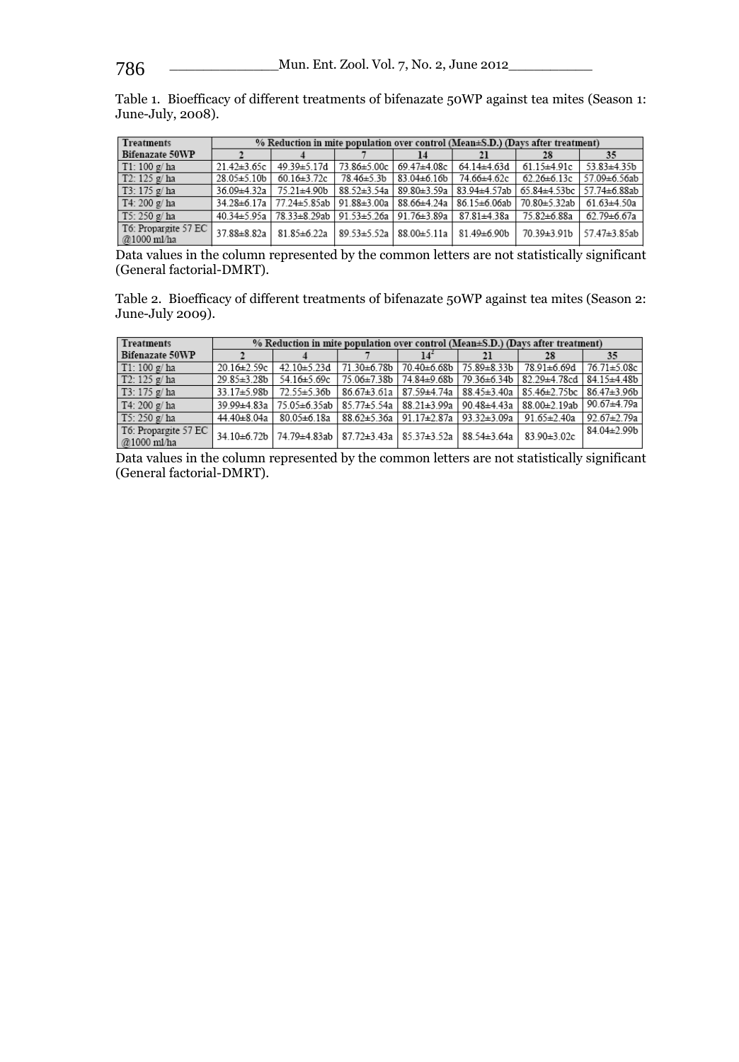Table 1. Bioefficacy of different treatments of bifenazate 50WP against tea mites (Season 1: June-July, 2008).

| Treatments Bifenazate 50WP | % Reduction in mite population over control (Mean±S.D.) (Days after treatment) | | | | | | |
|---|---|---|---|---|---|---|---|
| | 2 | 4 | 7 | 14 | 21 | 28 | 35 |
| T1: 100 g/ ha | 21.42±3.65c | 49.39±5.17d | 73.86±5.00c | 69.47±4.08c | 64.14±4.63d | 61.15±4.91c | 53.83±4.35b |
| T2: 125 g/ ha | 28.05±5.10b | 60.16±3.72c | 78.46±5.3b | 83.04±6.16b | 74.66±4.62c | 62.26±6.13c | 57.09±6.56ab |
| T3: 175 g/ ha | 36.09±4.32a | 75.21±4.90b | 88.52±3.54a | 89.80±3.59a | 83.94±4.57ab | 65.84±4.53bc | 57.74±6.88ab |
| T4: 200 g/ ha | 34.28±6.17a | 77.24±5.85ab | 91.88±3.00a | 88.66±4.24a | 86.15±6.06ab | 70.80±5.32ab | 61.63±4.50a |
| T5: 250 g/ ha | 40.34±5.95a | 78.33±8.29ab | 91.53±5.26a | 91.76±3.89a | 87.81±4.38a | 75.82±6.88a | 62.79±6.67a |
| T6: Propargite 57 EC @1000 ml/ha | 37.88±8.82a | 81.85±6.22a | 89.53±5.52a | 88.00±5.11a | 81.49±6.90b | 70.39±3.91b | 57.47±3.85ab |

Data values in the column represented by the common letters are not statistically significant (General factorial-DMRT).

Table 2. Bioefficacy of different treatments of bifenazate 50WP against tea mites (Season 2: June-July 2009).

| Treatments Bifenazate 50WP | % Reduction in mite population over control (Mean±S.D.) (Days after treatment) | | | | | | |
|---|---|---|---|---|---|---|---|
| | 2 | 4 | 7 | 14[1] | 21 | 28 | 35 |
| T1: 100 g/ ha | 20.16±2.59c | 42.10±5.23d | 71.30±6.78b | 70.40±6.68b | 75.89±8.33b | 78.91±6.69d | 76.71±5.08c |
| T2: 125 g/ ha | 29.85±3.28b | 54.16±5.69c | 75.06±7.38b | 74.84±9.68b | 79.36±6.34b | 82.29±4.78cd | 84.15±4.48b |
| T3: 175 g/ ha | 33.17±5.98b | 72.55±5.36b | 86.67±3.61a | 87.59±4.74a | 88.45±3.40a | 85.46±2.75bc | 86.47±3.96b |
| T4: 200 g/ ha | 39.99±4.83a | 75.05±6.35ab | 85.77±5.54a | 88.21±3.99a | 90.48±4.43a | 88.00±2.19ab | 90.67±4.79a |
| T5: 250 g/ ha | 44.40±8.04a | 80.05±6.18a | 88.62±5.36a | 91.17±2.87a | 93.32±3.09a | 91.65±2.40a | 92.67±2.79a |
| T6: Propargite 57 EC @1000 ml/ha | 34.10±6.72b | 74.79±4.83ab | 87.72±3.43a | 85.37±3.52a | 88.54±3.64a | 83.90±3.02c | 84.04±2.99b |

Data values in the column represented by the common letters are not statistically significant (General factorial-DMRT).